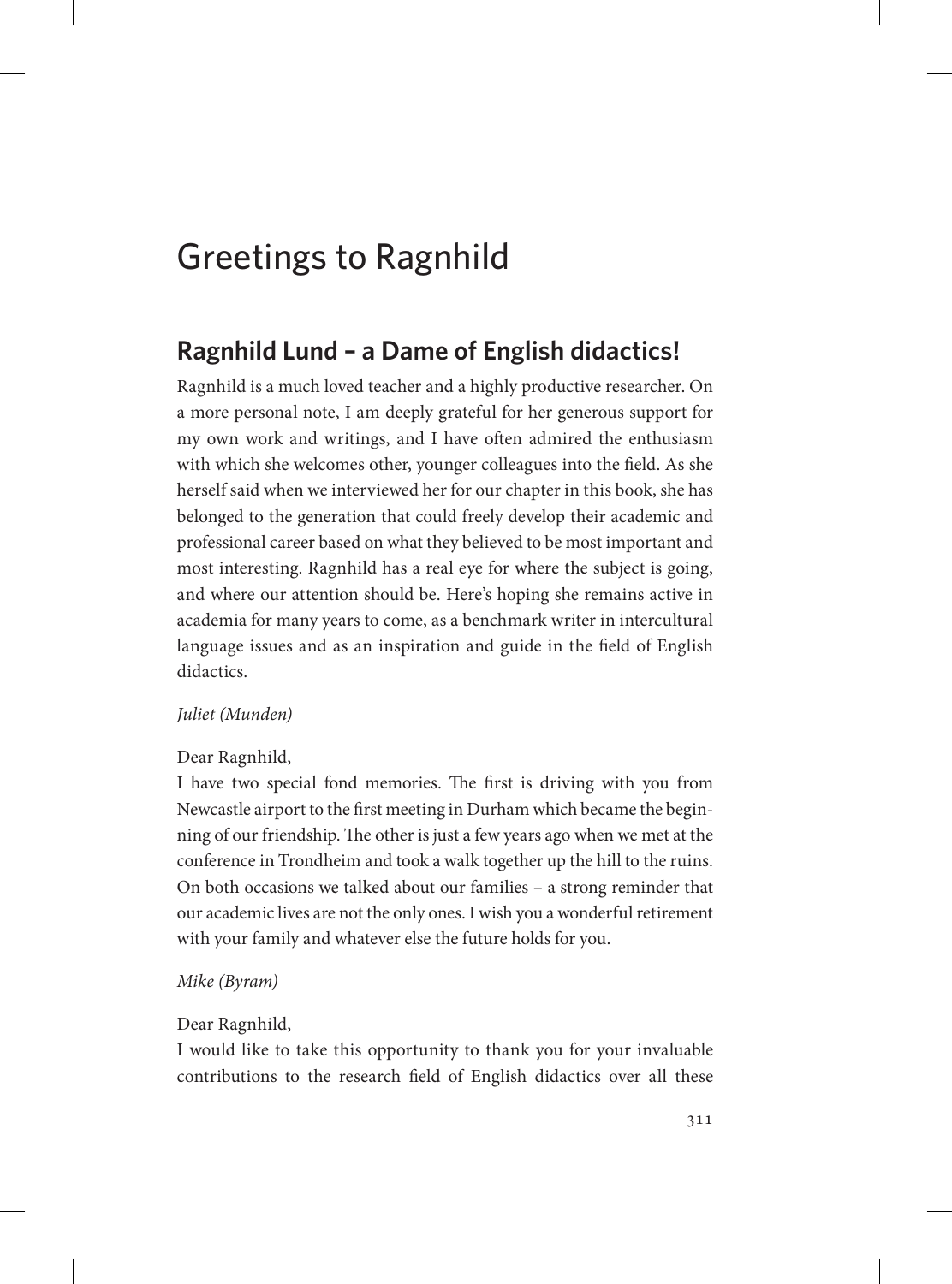# Greetings to Ragnhild

## Ragnhild Lund – a Dame of English didactics!

Ragnhild is a much loved teacher and a highly productive researcher. On a more personal note, I am deeply grateful for her generous support for my own work and writings, and I have often admired the enthusiasm with which she welcomes other, younger colleagues into the field. As she herself said when we interviewed her for our chapter in this book, she has belonged to the generation that could freely develop their academic and professional career based on what they believed to be most important and most interesting. Ragnhild has a real eye for where the subject is going, and where our attention should be. Here's hoping she remains active in academia for many years to come, as a benchmark writer in intercultural language issues and as an inspiration and guide in the field of English didactics.

*Juliet (Munden)*

Dear Ragnhild,
I have two special fond memories. The first is driving with you from Newcastle airport to the first meeting in Durham which became the beginning of our friendship. The other is just a few years ago when we met at the conference in Trondheim and took a walk together up the hill to the ruins. On both occasions we talked about our families – a strong reminder that our academic lives are not the only ones. I wish you a wonderful retirement with your family and whatever else the future holds for you.

*Mike (Byram)*

Dear Ragnhild,
I would like to take this opportunity to thank you for your invaluable contributions to the research field of English didactics over all these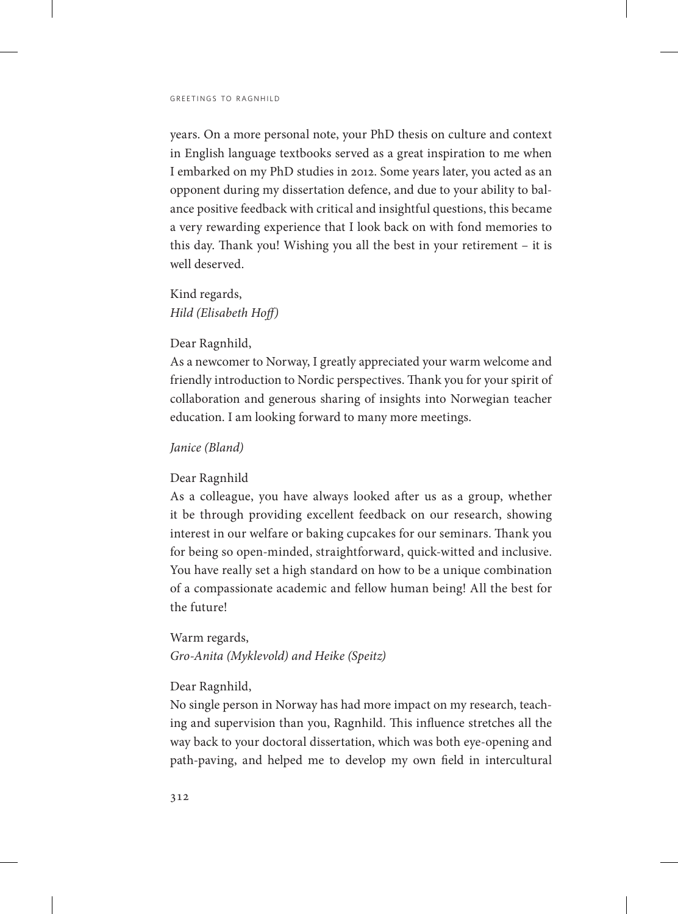years. On a more personal note, your PhD thesis on culture and context in English language textbooks served as a great inspiration to me when I embarked on my PhD studies in 2012. Some years later, you acted as an opponent during my dissertation defence, and due to your ability to balance positive feedback with critical and insightful questions, this became a very rewarding experience that I look back on with fond memories to this day. Thank you! Wishing you all the best in your retirement – it is well deserved.

Kind regards,
*Hild (Elisabeth Hoff)*

Dear Ragnhild,
As a newcomer to Norway, I greatly appreciated your warm welcome and friendly introduction to Nordic perspectives. Thank you for your spirit of collaboration and generous sharing of insights into Norwegian teacher education. I am looking forward to many more meetings.

*Janice (Bland)*

Dear Ragnhild
As a colleague, you have always looked after us as a group, whether it be through providing excellent feedback on our research, showing interest in our welfare or baking cupcakes for our seminars. Thank you for being so open-minded, straightforward, quick-witted and inclusive. You have really set a high standard on how to be a unique combination of a compassionate academic and fellow human being! All the best for the future!

Warm regards,
*Gro-Anita (Myklevold) and Heike (Speitz)*

Dear Ragnhild,
No single person in Norway has had more impact on my research, teaching and supervision than you, Ragnhild. This influence stretches all the way back to your doctoral dissertation, which was both eye-opening and path-paving, and helped me to develop my own field in intercultural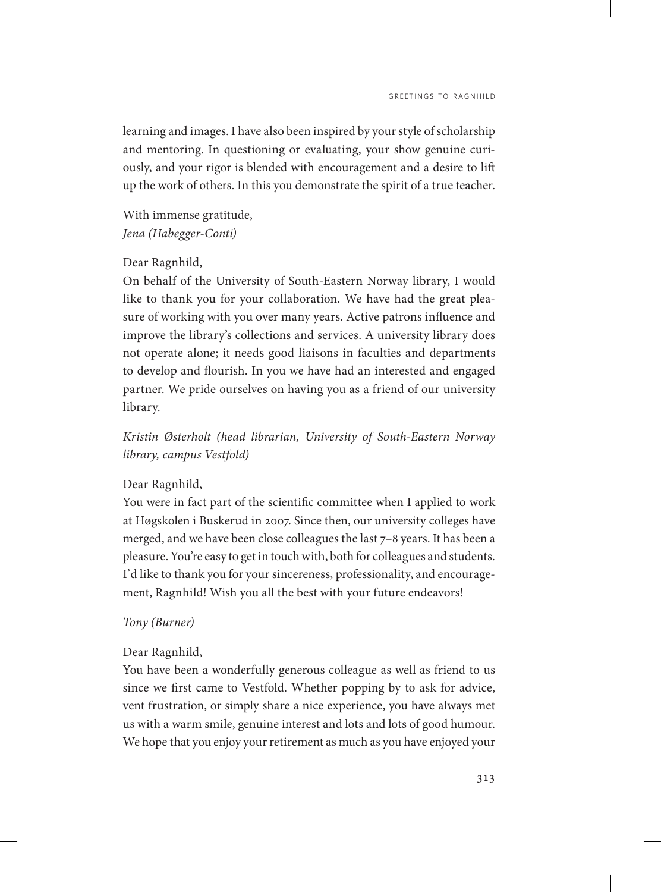learning and images. I have also been inspired by your style of scholarship and mentoring. In questioning or evaluating, your show genuine curiously, and your rigor is blended with encouragement and a desire to lift up the work of others. In this you demonstrate the spirit of a true teacher.

With immense gratitude,
*Jena (Habegger-Conti)*

Dear Ragnhild,
On behalf of the University of South-Eastern Norway library, I would like to thank you for your collaboration. We have had the great pleasure of working with you over many years. Active patrons influence and improve the library's collections and services. A university library does not operate alone; it needs good liaisons in faculties and departments to develop and flourish. In you we have had an interested and engaged partner. We pride ourselves on having you as a friend of our university library.

*Kristin Østerholt (head librarian, University of South-Eastern Norway library, campus Vestfold)*

Dear Ragnhild,
You were in fact part of the scientific committee when I applied to work at Høgskolen i Buskerud in 2007. Since then, our university colleges have merged, and we have been close colleagues the last 7–8 years. It has been a pleasure. You're easy to get in touch with, both for colleagues and students. I'd like to thank you for your sincereness, professionality, and encouragement, Ragnhild! Wish you all the best with your future endeavors!

*Tony (Burner)*

Dear Ragnhild,
You have been a wonderfully generous colleague as well as friend to us since we first came to Vestfold. Whether popping by to ask for advice, vent frustration, or simply share a nice experience, you have always met us with a warm smile, genuine interest and lots and lots of good humour. We hope that you enjoy your retirement as much as you have enjoyed your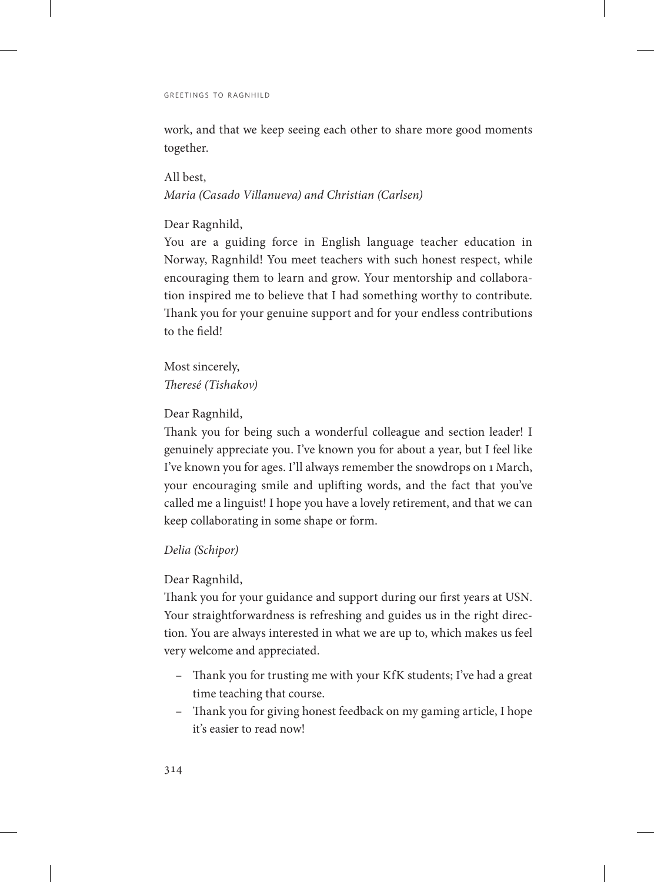work, and that we keep seeing each other to share more good moments together.

All best,
*Maria (Casado Villanueva) and Christian (Carlsen)*

Dear Ragnhild,
You are a guiding force in English language teacher education in Norway, Ragnhild! You meet teachers with such honest respect, while encouraging them to learn and grow. Your mentorship and collaboration inspired me to believe that I had something worthy to contribute. Thank you for your genuine support and for your endless contributions to the field!

Most sincerely,
*Theresé (Tishakov)*

Dear Ragnhild,
Thank you for being such a wonderful colleague and section leader! I genuinely appreciate you. I've known you for about a year, but I feel like I've known you for ages. I'll always remember the snowdrops on 1 March, your encouraging smile and uplifting words, and the fact that you've called me a linguist! I hope you have a lovely retirement, and that we can keep collaborating in some shape or form.

*Delia (Schipor)*

Dear Ragnhild,
Thank you for your guidance and support during our first years at USN. Your straightforwardness is refreshing and guides us in the right direction. You are always interested in what we are up to, which makes us feel very welcome and appreciated.

- Thank you for trusting me with your KfK students; I've had a great time teaching that course.
- Thank you for giving honest feedback on my gaming article, I hope it's easier to read now!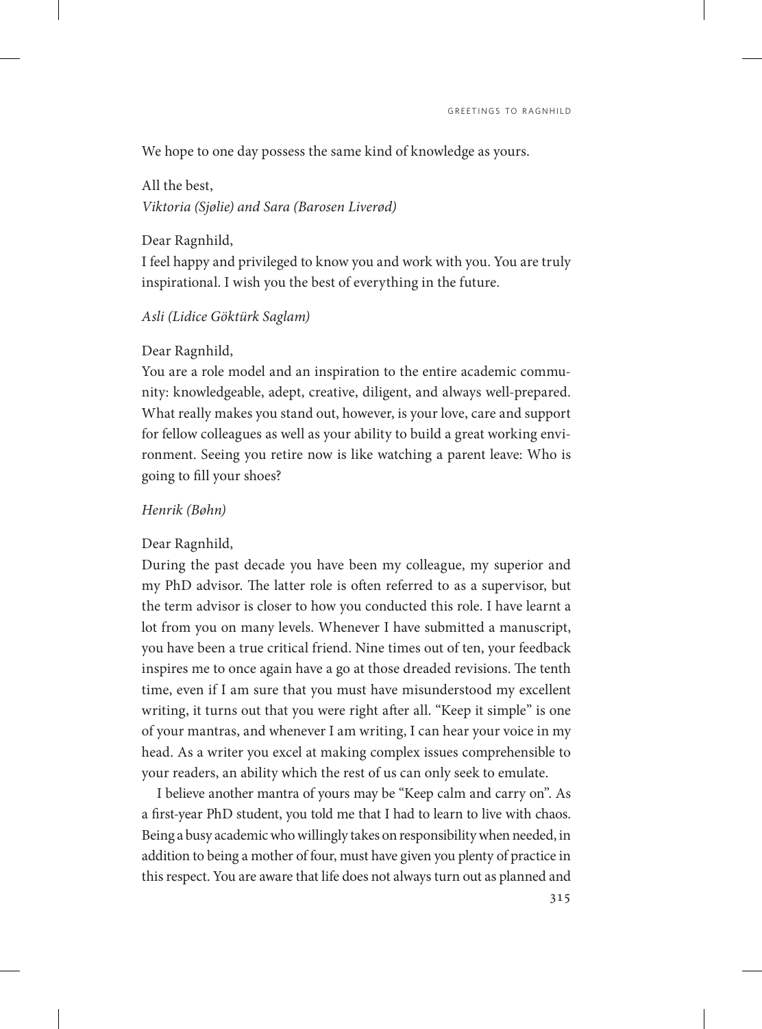We hope to one day possess the same kind of knowledge as yours.

All the best,
*Viktoria (Sjølie) and Sara (Barosen Liverød)*

Dear Ragnhild,
I feel happy and privileged to know you and work with you. You are truly inspirational. I wish you the best of everything in the future.

*Asli (Lidice Göktürk Saglam)*

Dear Ragnhild,
You are a role model and an inspiration to the entire academic community: knowledgeable, adept, creative, diligent, and always well-prepared. What really makes you stand out, however, is your love, care and support for fellow colleagues as well as your ability to build a great working environment. Seeing you retire now is like watching a parent leave: Who is going to fill your shoes?

*Henrik (Bøhn)*

Dear Ragnhild,
During the past decade you have been my colleague, my superior and my PhD advisor. The latter role is often referred to as a supervisor, but the term advisor is closer to how you conducted this role. I have learnt a lot from you on many levels. Whenever I have submitted a manuscript, you have been a true critical friend. Nine times out of ten, your feedback inspires me to once again have a go at those dreaded revisions. The tenth time, even if I am sure that you must have misunderstood my excellent writing, it turns out that you were right after all. "Keep it simple" is one of your mantras, and whenever I am writing, I can hear your voice in my head. As a writer you excel at making complex issues comprehensible to your readers, an ability which the rest of us can only seek to emulate.

I believe another mantra of yours may be "Keep calm and carry on". As a first-year PhD student, you told me that I had to learn to live with chaos. Being a busy academic who willingly takes on responsibility when needed, in addition to being a mother of four, must have given you plenty of practice in this respect. You are aware that life does not always turn out as planned and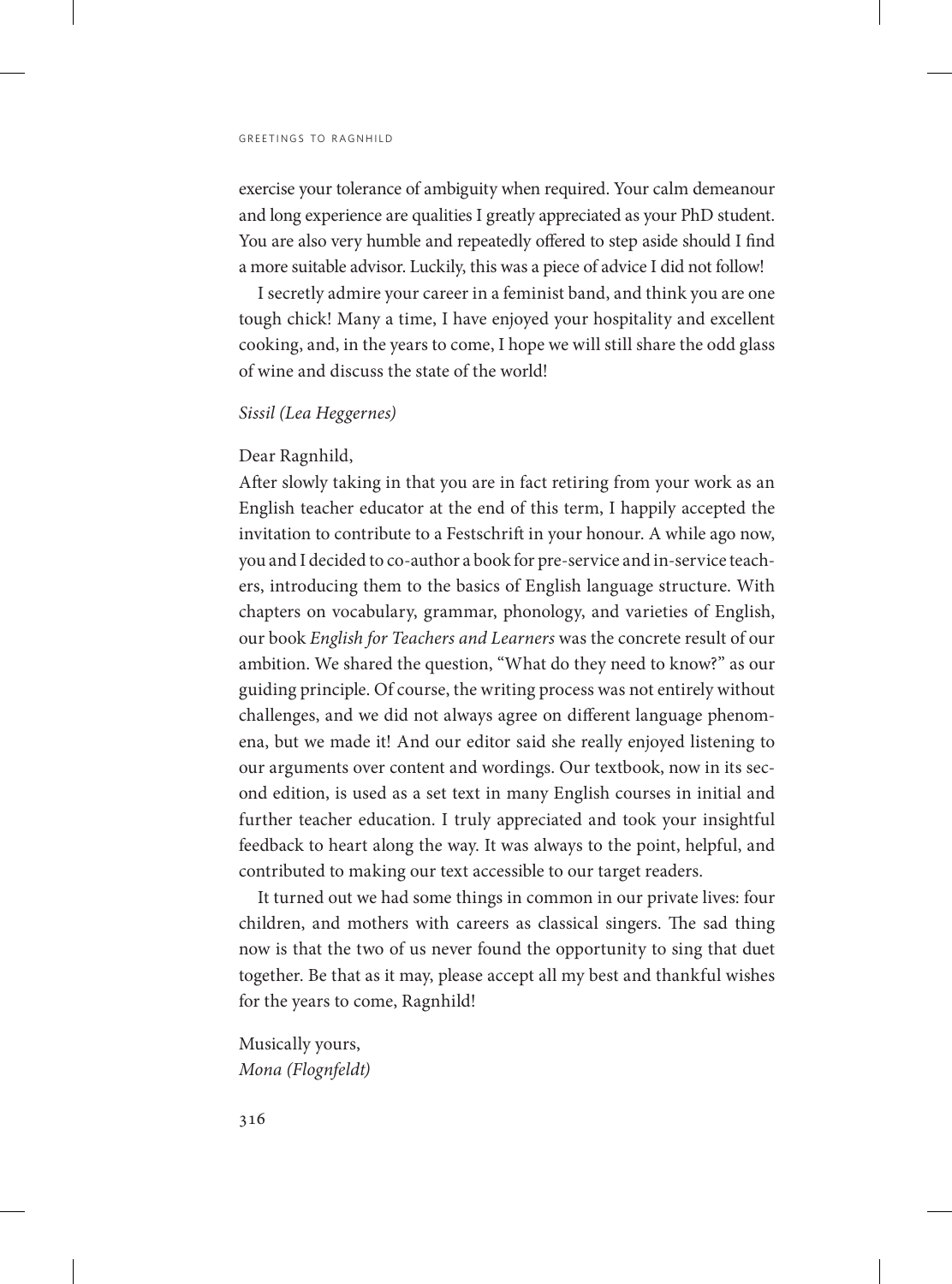exercise your tolerance of ambiguity when required. Your calm demeanour and long experience are qualities I greatly appreciated as your PhD student. You are also very humble and repeatedly offered to step aside should I find a more suitable advisor. Luckily, this was a piece of advice I did not follow!

I secretly admire your career in a feminist band, and think you are one tough chick! Many a time, I have enjoyed your hospitality and excellent cooking, and, in the years to come, I hope we will still share the odd glass of wine and discuss the state of the world!

*Sissil (Lea Heggernes)*

Dear Ragnhild,

After slowly taking in that you are in fact retiring from your work as an English teacher educator at the end of this term, I happily accepted the invitation to contribute to a Festschrift in your honour. A while ago now, you and I decided to co-author a book for pre-service and in-service teachers, introducing them to the basics of English language structure. With chapters on vocabulary, grammar, phonology, and varieties of English, our book *English for Teachers and Learners* was the concrete result of our ambition. We shared the question, "What do they need to know?" as our guiding principle. Of course, the writing process was not entirely without challenges, and we did not always agree on different language phenomena, but we made it! And our editor said she really enjoyed listening to our arguments over content and wordings. Our textbook, now in its second edition, is used as a set text in many English courses in initial and further teacher education. I truly appreciated and took your insightful feedback to heart along the way. It was always to the point, helpful, and contributed to making our text accessible to our target readers.

It turned out we had some things in common in our private lives: four children, and mothers with careers as classical singers. The sad thing now is that the two of us never found the opportunity to sing that duet together. Be that as it may, please accept all my best and thankful wishes for the years to come, Ragnhild!

Musically yours,
*Mona (Flognfeldt)*